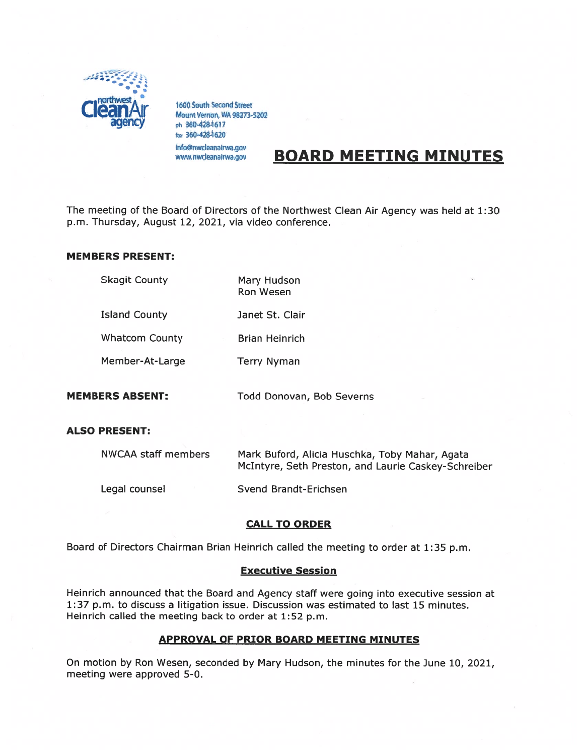northwest Clean Air agency

1600 South Second Street
Mount Vernon, WA 98273-5202
ph 360-428-1617
fax 360-428-1620
info@nwcleanairwa.gov
www.nwcleanairwa.gov

# BOARD MEETING MINUTES

The meeting of the Board of Directors of the Northwest Clean Air Agency was held at 1:30 p.m. Thursday, August 12, 2021, via video conference.

**MEMBERS PRESENT:**

| | |
|---|---|
| Skagit County | Mary Hudson<br>Ron Wesen |
| Island County | Janet St. Clair |
| Whatcom County | Brian Heinrich |
| Member-At-Large | Terry Nyman |

**MEMBERS ABSENT:** Todd Donovan, Bob Severns

**ALSO PRESENT:**

| | |
|---|---|
| NWCAA staff members | Mark Buford, Alicia Huschka, Toby Mahar, Agata McIntyre, Seth Preston, and Laurie Caskey-Schreiber |
| Legal counsel | Svend Brandt-Erichsen |

## CALL TO ORDER

Board of Directors Chairman Brian Heinrich called the meeting to order at 1:35 p.m.

### Executive Session

Heinrich announced that the Board and Agency staff were going into executive session at 1:37 p.m. to discuss a litigation issue. Discussion was estimated to last 15 minutes. Heinrich called the meeting back to order at 1:52 p.m.

## APPROVAL OF PRIOR BOARD MEETING MINUTES

On motion by Ron Wesen, seconded by Mary Hudson, the minutes for the June 10, 2021, meeting were approved 5-0.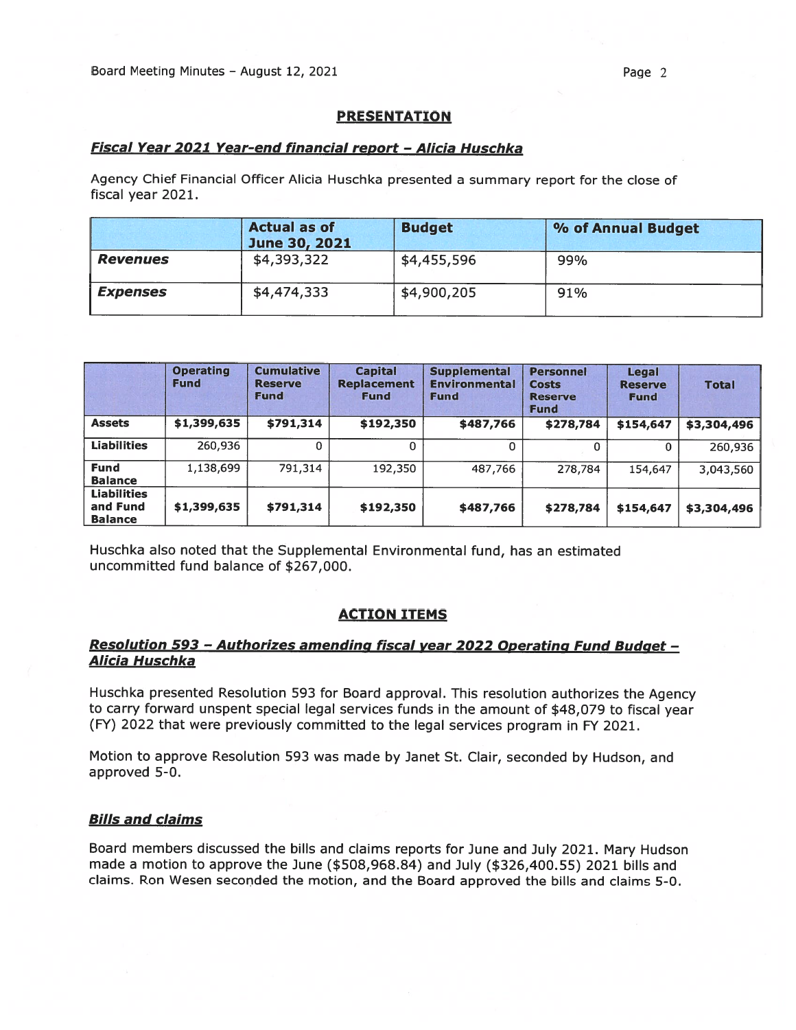## PRESENTATION

### *Fiscal Year 2021 Year-end financial report – Alicia Huschka*

Agency Chief Financial Officer Alicia Huschka presented a summary report for the close of fiscal year 2021.

| | Actual as of June 30, 2021 | Budget | % of Annual Budget |
|---|---|---|---|
| ***Revenues*** | $4,393,322 | $4,455,596 | 99% |
| ***Expenses*** | $4,474,333 | $4,900,205 | 91% |

| | Operating Fund | Cumulative Reserve Fund | Capital Replacement Fund | Supplemental Environmental Fund | Personnel Costs Reserve Fund | Legal Reserve Fund | Total |
|---|---|---|---|---|---|---|---|
| **Assets** | **$1,399,635** | **$791,314** | **$192,350** | **$487,766** | **$278,784** | **$154,647** | **$3,304,496** |
| **Liabilities** | 260,936 | 0 | 0 | 0 | 0 | 0 | 260,936 |
| **Fund Balance** | 1,138,699 | 791,314 | 192,350 | 487,766 | 278,784 | 154,647 | 3,043,560 |
| **Liabilities and Fund Balance** | **$1,399,635** | **$791,314** | **$192,350** | **$487,766** | **$278,784** | **$154,647** | **$3,304,496** |

Huschka also noted that the Supplemental Environmental fund, has an estimated uncommitted fund balance of $267,000.

## ACTION ITEMS

### *Resolution 593 – Authorizes amending fiscal year 2022 Operating Fund Budget – Alicia Huschka*

Huschka presented Resolution 593 for Board approval. This resolution authorizes the Agency to carry forward unspent special legal services funds in the amount of $48,079 to fiscal year (FY) 2022 that were previously committed to the legal services program in FY 2021.

Motion to approve Resolution 593 was made by Janet St. Clair, seconded by Hudson, and approved 5-0.

### *Bills and claims*

Board members discussed the bills and claims reports for June and July 2021. Mary Hudson made a motion to approve the June ($508,968.84) and July ($326,400.55) 2021 bills and claims. Ron Wesen seconded the motion, and the Board approved the bills and claims 5-0.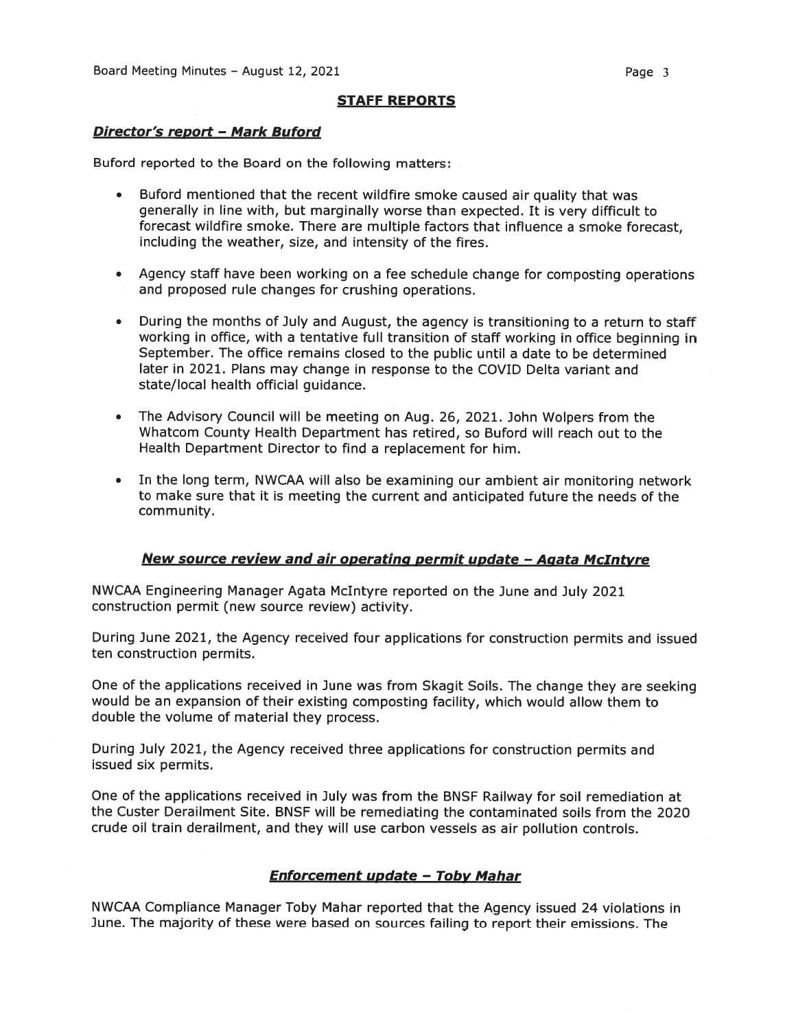## STAFF REPORTS

### ***Director's report – Mark Buford***

Buford reported to the Board on the following matters:

- Buford mentioned that the recent wildfire smoke caused air quality that was generally in line with, but marginally worse than expected. It is very difficult to forecast wildfire smoke. There are multiple factors that influence a smoke forecast, including the weather, size, and intensity of the fires.

- Agency staff have been working on a fee schedule change for composting operations and proposed rule changes for crushing operations.

- During the months of July and August, the agency is transitioning to a return to staff working in office, with a tentative full transition of staff working in office beginning in September. The office remains closed to the public until a date to be determined later in 2021. Plans may change in response to the COVID Delta variant and state/local health official guidance.

- The Advisory Council will be meeting on Aug. 26, 2021. John Wolpers from the Whatcom County Health Department has retired, so Buford will reach out to the Health Department Director to find a replacement for him.

- In the long term, NWCAA will also be examining our ambient air monitoring network to make sure that it is meeting the current and anticipated future the needs of the community.

### ***New source review and air operating permit update – Agata McIntyre***

NWCAA Engineering Manager Agata McIntyre reported on the June and July 2021 construction permit (new source review) activity.

During June 2021, the Agency received four applications for construction permits and issued ten construction permits.

One of the applications received in June was from Skagit Soils. The change they are seeking would be an expansion of their existing composting facility, which would allow them to double the volume of material they process.

During July 2021, the Agency received three applications for construction permits and issued six permits.

One of the applications received in July was from the BNSF Railway for soil remediation at the Custer Derailment Site. BNSF will be remediating the contaminated soils from the 2020 crude oil train derailment, and they will use carbon vessels as air pollution controls.

### ***Enforcement update – Toby Mahar***

NWCAA Compliance Manager Toby Mahar reported that the Agency issued 24 violations in June. The majority of these were based on sources failing to report their emissions. The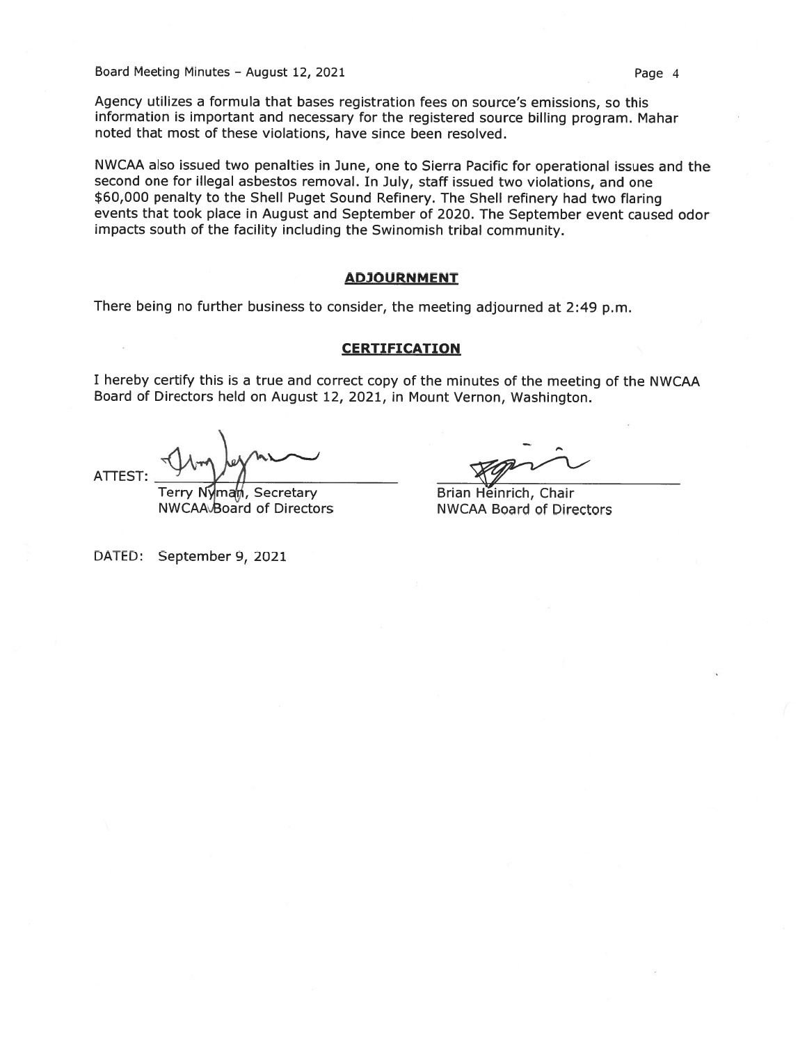Agency utilizes a formula that bases registration fees on source's emissions, so this information is important and necessary for the registered source billing program. Mahar noted that most of these violations, have since been resolved.

NWCAA also issued two penalties in June, one to Sierra Pacific for operational issues and the second one for illegal asbestos removal. In July, staff issued two violations, and one $60,000 penalty to the Shell Puget Sound Refinery. The Shell refinery had two flaring events that took place in August and September of 2020. The September event caused odor impacts south of the facility including the Swinomish tribal community.

## ADJOURNMENT

There being no further business to consider, the meeting adjourned at 2:49 p.m.

## CERTIFICATION

I hereby certify this is a true and correct copy of the minutes of the meeting of the NWCAA Board of Directors held on August 12, 2021, in Mount Vernon, Washington.

ATTEST: ______________________________
Terry Nyman, Secretary
NWCAA Board of Directors

______________________________
Brian Heinrich, Chair
NWCAA Board of Directors

DATED: September 9, 2021